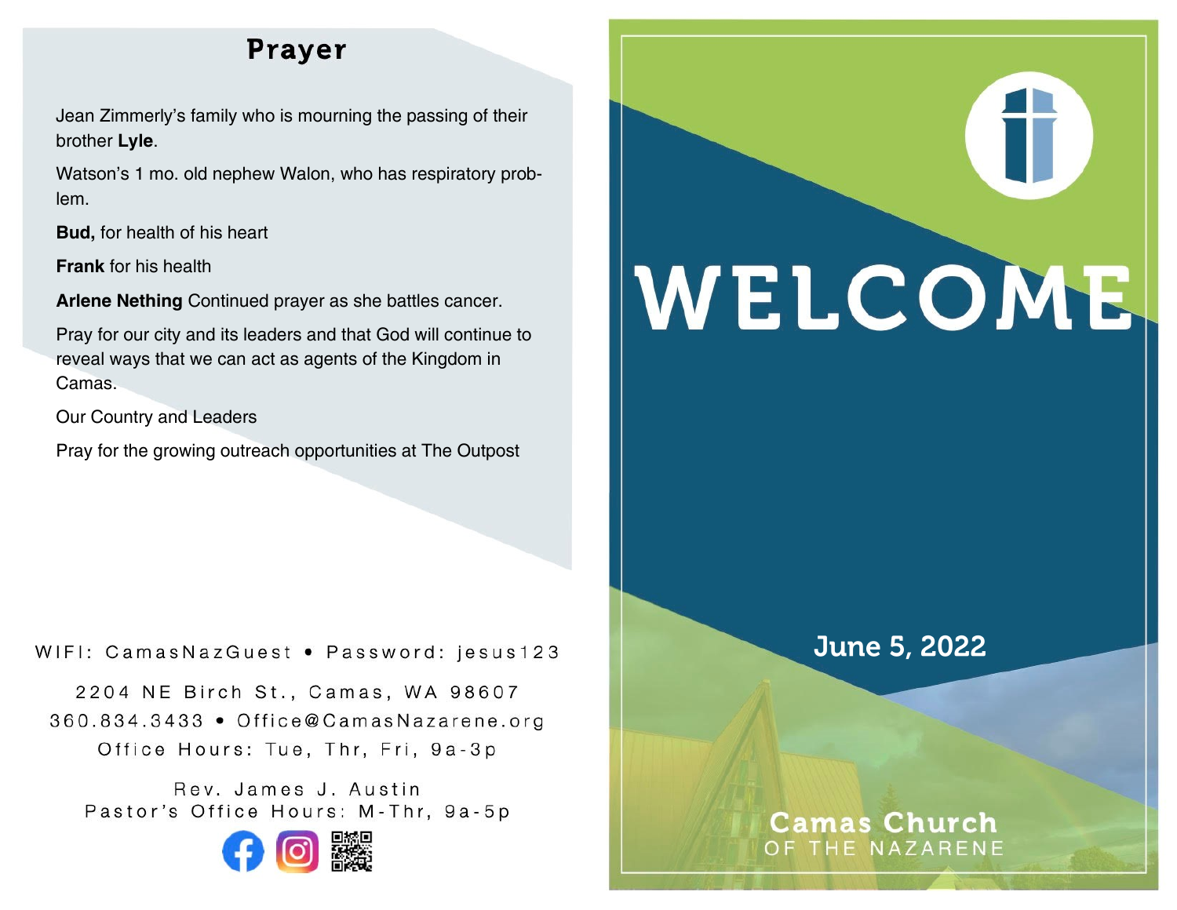## Prayer

Jean Zimmerly's family who is mourning the passing of their brother **Lyle**.

Watson's 1 mo. old nephew Walon, who has respiratory problem.

**Bud,** for health of his heart

**Frank** for his health

**Arlene Nething** Continued prayer as she battles cancer.

Pray for our city and its leaders and that God will continue to reveal ways that we can act as agents of the Kingdom in Camas.

Our Country and Leaders

Pray for the growing outreach opportunities at The Outpost

WIFI: CamasNazGuest • Password: jesus123

2204 NE Birch St., Camas, WA 98607
360.834.3433 • Office@CamasNazarene.org
Office Hours: Tue, Thr, Fri, 9a-3p

Rev. James J. Austin
Pastor's Office Hours: M-Thr, 9a-5p

# WELCOME

**June 5, 2022**

**Camas Church**
OF THE NAZARENE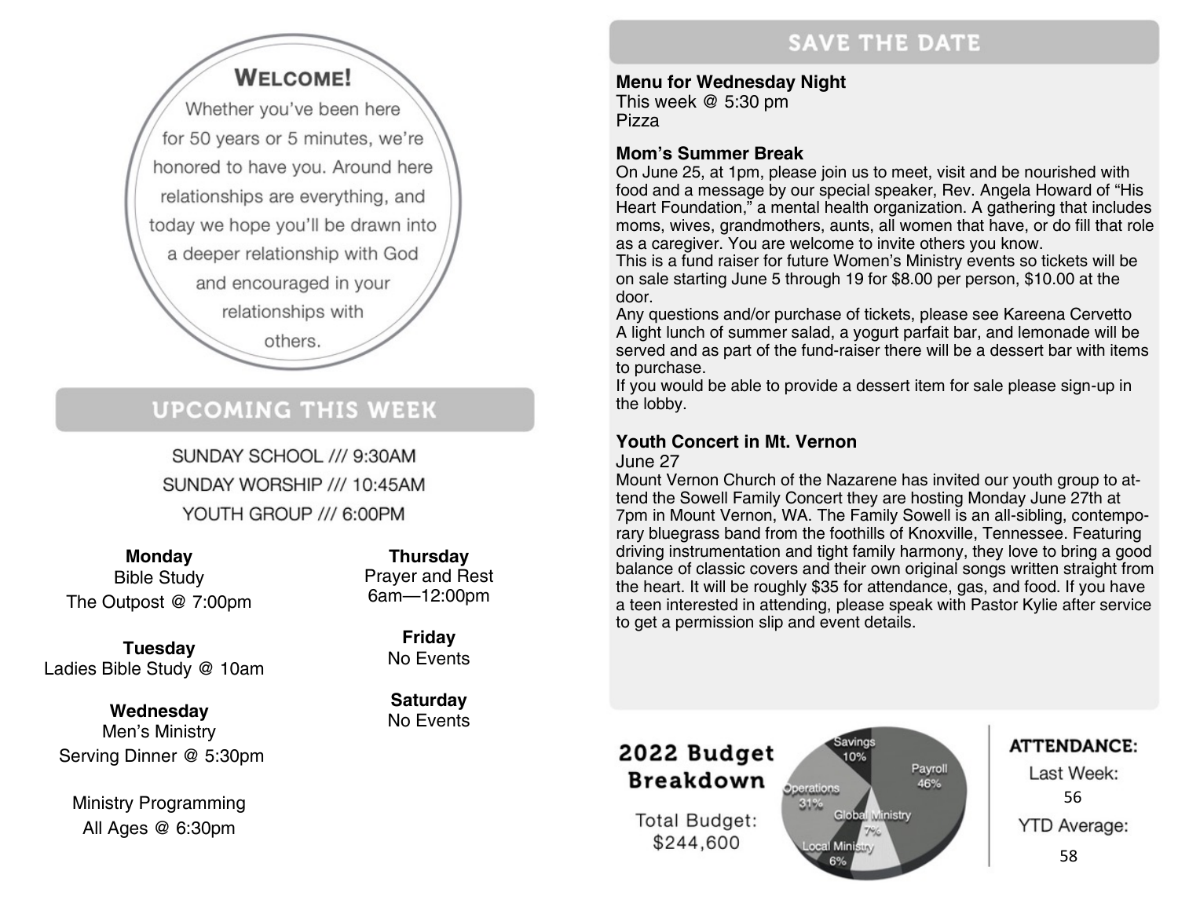## Welcome!

Whether you've been here for 50 years or 5 minutes, we're honored to have you. Around here relationships are everything, and today we hope you'll be drawn into a deeper relationship with God and encouraged in your relationships with others.

## Upcoming This Week

SUNDAY SCHOOL /// 9:30AM
SUNDAY WORSHIP /// 10:45AM
YOUTH GROUP /// 6:00PM

**Monday**
Bible Study
The Outpost @ 7:00pm

**Tuesday**
Ladies Bible Study @ 10am

**Wednesday**
Men's Ministry
Serving Dinner @ 5:30pm

Ministry Programming
All Ages @ 6:30pm

**Thursday**
Prayer and Rest
6am—12:00pm

**Friday**
No Events

**Saturday**
No Events

## Save the Date

**Menu for Wednesday Night**
This week @ 5:30 pm
Pizza

**Mom's Summer Break**
On June 25, at 1pm, please join us to meet, visit and be nourished with food and a message by our special speaker, Rev. Angela Howard of "His Heart Foundation," a mental health organization. A gathering that includes moms, wives, grandmothers, aunts, all women that have, or do fill that role as a caregiver. You are welcome to invite others you know.
This is a fund raiser for future Women's Ministry events so tickets will be on sale starting June 5 through 19 for $8.00 per person, $10.00 at the door.
Any questions and/or purchase of tickets, please see Kareena Cervetto
A light lunch of summer salad, a yogurt parfait bar, and lemonade will be served and as part of the fund-raiser there will be a dessert bar with items to purchase.
If you would be able to provide a dessert item for sale please sign-up in the lobby.

**Youth Concert in Mt. Vernon**
June 27
Mount Vernon Church of the Nazarene has invited our youth group to attend the Sowell Family Concert they are hosting Monday June 27th at 7pm in Mount Vernon, WA. The Family Sowell is an all-sibling, contemporary bluegrass band from the foothills of Knoxville, Tennessee. Featuring driving instrumentation and tight family harmony, they love to bring a good balance of classic covers and their own original songs written straight from the heart. It will be roughly $35 for attendance, gas, and food. If you have a teen interested in attending, please speak with Pastor Kylie after service to get a permission slip and event details.

## 2022 Budget Breakdown

Total Budget:
$244,600

Savings 10%
Payroll 46%
Operations 31%
Global Ministry 7%
Local Ministry 6%

## Attendance:

Last Week:
56

YTD Average:
58